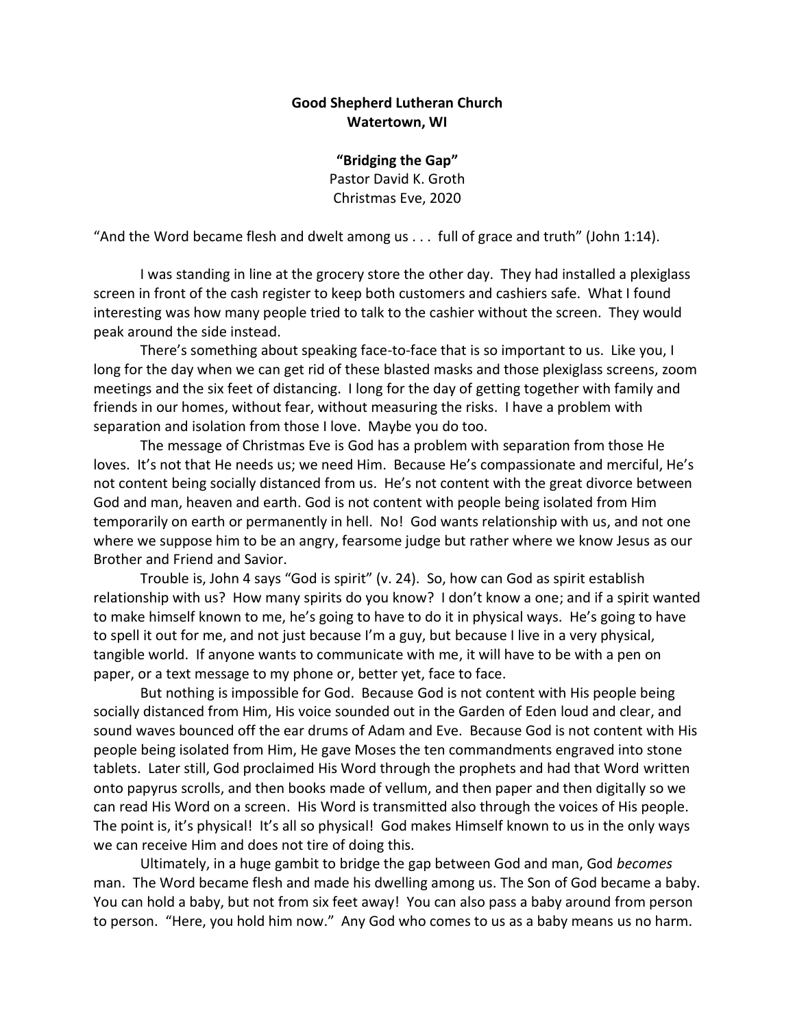**Good Shepherd Lutheran Church**
**Watertown, WI**

**"Bridging the Gap"**
Pastor David K. Groth
Christmas Eve, 2020

"And the Word became flesh and dwelt among us . . . full of grace and truth" (John 1:14).

I was standing in line at the grocery store the other day. They had installed a plexiglass screen in front of the cash register to keep both customers and cashiers safe. What I found interesting was how many people tried to talk to the cashier without the screen. They would peak around the side instead.

There's something about speaking face-to-face that is so important to us. Like you, I long for the day when we can get rid of these blasted masks and those plexiglass screens, zoom meetings and the six feet of distancing. I long for the day of getting together with family and friends in our homes, without fear, without measuring the risks. I have a problem with separation and isolation from those I love. Maybe you do too.

The message of Christmas Eve is God has a problem with separation from those He loves. It's not that He needs us; we need Him. Because He's compassionate and merciful, He's not content being socially distanced from us. He's not content with the great divorce between God and man, heaven and earth. God is not content with people being isolated from Him temporarily on earth or permanently in hell. No! God wants relationship with us, and not one where we suppose him to be an angry, fearsome judge but rather where we know Jesus as our Brother and Friend and Savior.

Trouble is, John 4 says "God is spirit" (v. 24). So, how can God as spirit establish relationship with us? How many spirits do you know? I don't know a one; and if a spirit wanted to make himself known to me, he's going to have to do it in physical ways. He's going to have to spell it out for me, and not just because I'm a guy, but because I live in a very physical, tangible world. If anyone wants to communicate with me, it will have to be with a pen on paper, or a text message to my phone or, better yet, face to face.

But nothing is impossible for God. Because God is not content with His people being socially distanced from Him, His voice sounded out in the Garden of Eden loud and clear, and sound waves bounced off the ear drums of Adam and Eve. Because God is not content with His people being isolated from Him, He gave Moses the ten commandments engraved into stone tablets. Later still, God proclaimed His Word through the prophets and had that Word written onto papyrus scrolls, and then books made of vellum, and then paper and then digitally so we can read His Word on a screen. His Word is transmitted also through the voices of His people. The point is, it's physical! It's all so physical! God makes Himself known to us in the only ways we can receive Him and does not tire of doing this.

Ultimately, in a huge gambit to bridge the gap between God and man, God *becomes* man. The Word became flesh and made his dwelling among us. The Son of God became a baby. You can hold a baby, but not from six feet away! You can also pass a baby around from person to person. "Here, you hold him now." Any God who comes to us as a baby means us no harm.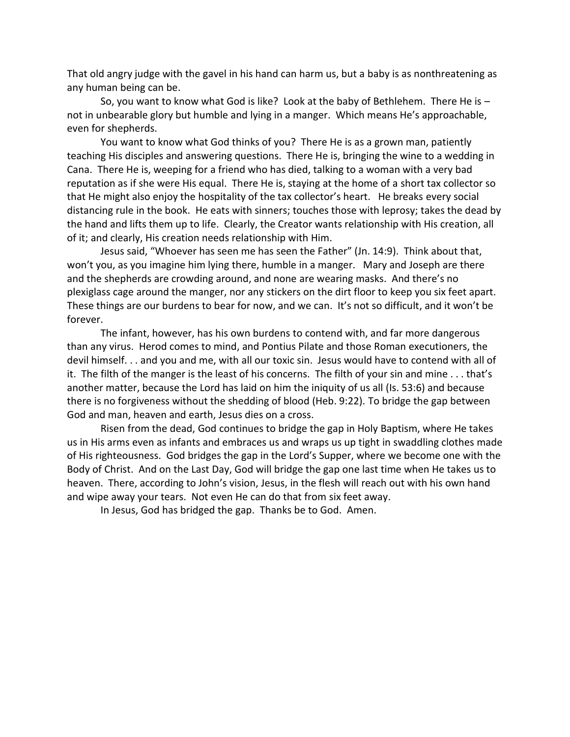That old angry judge with the gavel in his hand can harm us, but a baby is as nonthreatening as any human being can be.

So, you want to know what God is like? Look at the baby of Bethlehem. There He is – not in unbearable glory but humble and lying in a manger. Which means He's approachable, even for shepherds.

You want to know what God thinks of you? There He is as a grown man, patiently teaching His disciples and answering questions. There He is, bringing the wine to a wedding in Cana. There He is, weeping for a friend who has died, talking to a woman with a very bad reputation as if she were His equal. There He is, staying at the home of a short tax collector so that He might also enjoy the hospitality of the tax collector's heart. He breaks every social distancing rule in the book. He eats with sinners; touches those with leprosy; takes the dead by the hand and lifts them up to life. Clearly, the Creator wants relationship with His creation, all of it; and clearly, His creation needs relationship with Him.

Jesus said, "Whoever has seen me has seen the Father" (Jn. 14:9). Think about that, won't you, as you imagine him lying there, humble in a manger. Mary and Joseph are there and the shepherds are crowding around, and none are wearing masks. And there's no plexiglass cage around the manger, nor any stickers on the dirt floor to keep you six feet apart. These things are our burdens to bear for now, and we can. It's not so difficult, and it won't be forever.

The infant, however, has his own burdens to contend with, and far more dangerous than any virus. Herod comes to mind, and Pontius Pilate and those Roman executioners, the devil himself. . . and you and me, with all our toxic sin. Jesus would have to contend with all of it. The filth of the manger is the least of his concerns. The filth of your sin and mine . . . that's another matter, because the Lord has laid on him the iniquity of us all (Is. 53:6) and because there is no forgiveness without the shedding of blood (Heb. 9:22). To bridge the gap between God and man, heaven and earth, Jesus dies on a cross.

Risen from the dead, God continues to bridge the gap in Holy Baptism, where He takes us in His arms even as infants and embraces us and wraps us up tight in swaddling clothes made of His righteousness. God bridges the gap in the Lord's Supper, where we become one with the Body of Christ. And on the Last Day, God will bridge the gap one last time when He takes us to heaven. There, according to John's vision, Jesus, in the flesh will reach out with his own hand and wipe away your tears. Not even He can do that from six feet away.

In Jesus, God has bridged the gap. Thanks be to God. Amen.